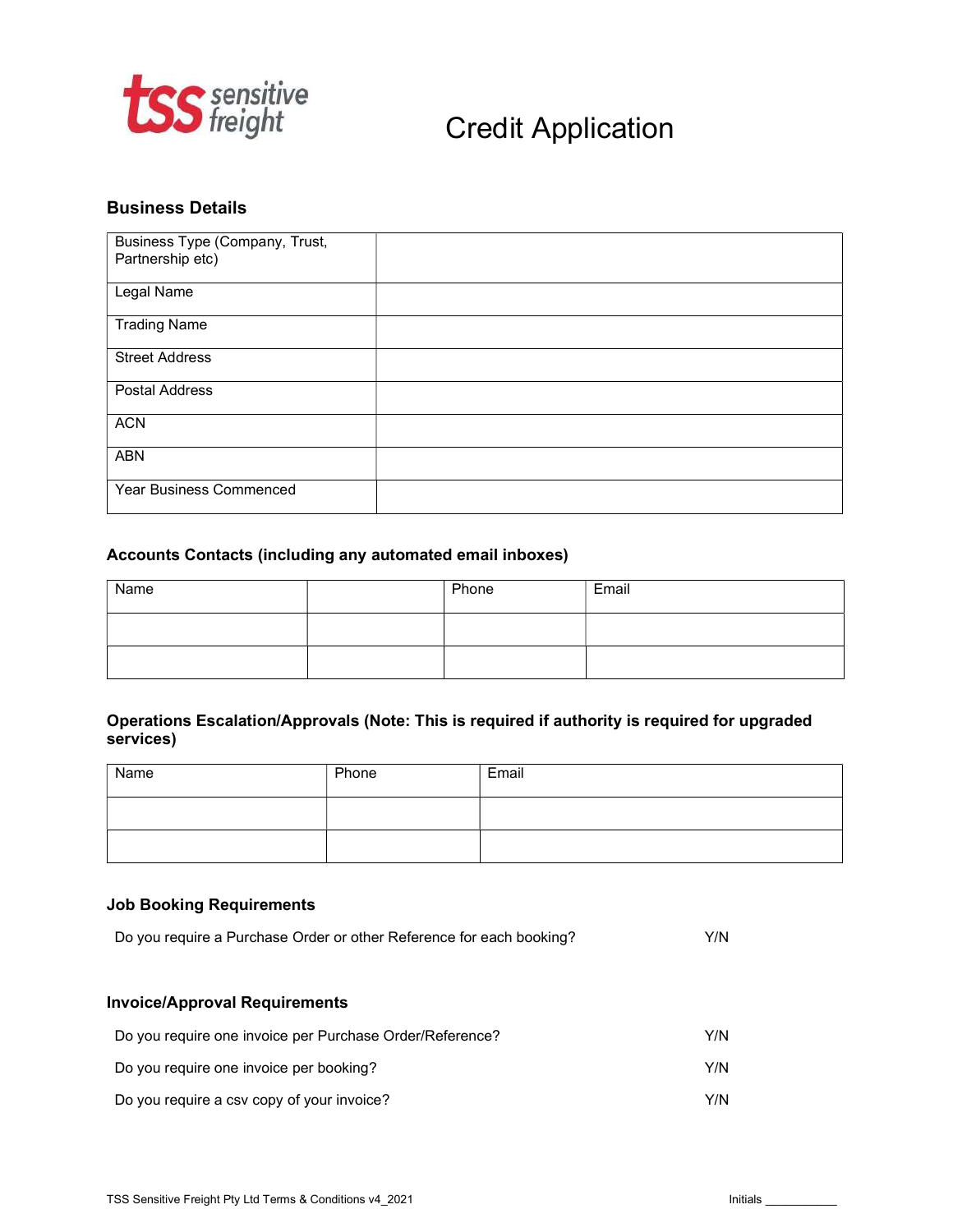tss sensitive freight

# Credit Application

## Business Details

| Business Type (Company, Trust, Partnership etc) | |
|---|---|
| Legal Name | |
| Trading Name | |
| Street Address | |
| Postal Address | |
| ACN | |
| ABN | |
| Year Business Commenced | |

## Accounts Contacts (including any automated email inboxes)

| Name | | Phone | Email |
|---|---|---|---|
| | | | |
| | | | |

## Operations Escalation/Approvals (Note: This is required if authority is required for upgraded services)

| Name | Phone | Email |
|---|---|---|
| | | |
| | | |

## Job Booking Requirements

Do you require a Purchase Order or other Reference for each booking? Y/N

## Invoice/Approval Requirements

Do you require one invoice per Purchase Order/Reference? Y/N

Do you require one invoice per booking? Y/N

Do you require a csv copy of your invoice? Y/N

Initials ___________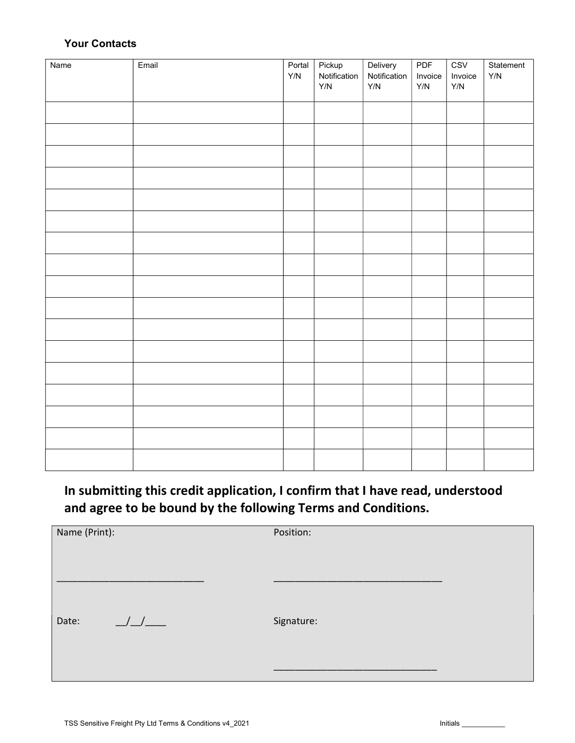**Your Contacts**

| Name | Email | Portal Y/N | Pickup Notification Y/N | Delivery Notification Y/N | PDF Invoice Y/N | CSV Invoice Y/N | Statement Y/N |
|---|---|---|---|---|---|---|---|
| | | | | | | | |
| | | | | | | | |
| | | | | | | | |
| | | | | | | | |
| | | | | | | | |
| | | | | | | | |
| | | | | | | | |
| | | | | | | | |
| | | | | | | | |
| | | | | | | | |
| | | | | | | | |
| | | | | | | | |
| | | | | | | | |
| | | | | | | | |
| | | | | | | | |
| | | | | | | | |
| | | | | | | | |

## In submitting this credit application, I confirm that I have read, understood and agree to be bound by the following Terms and Conditions.

| | |
|---|---|
| Name (Print): ___________________________ | Position: _______________________________ |
| Date: __/__/____ | Signature: _______________________________ |

Initials ___________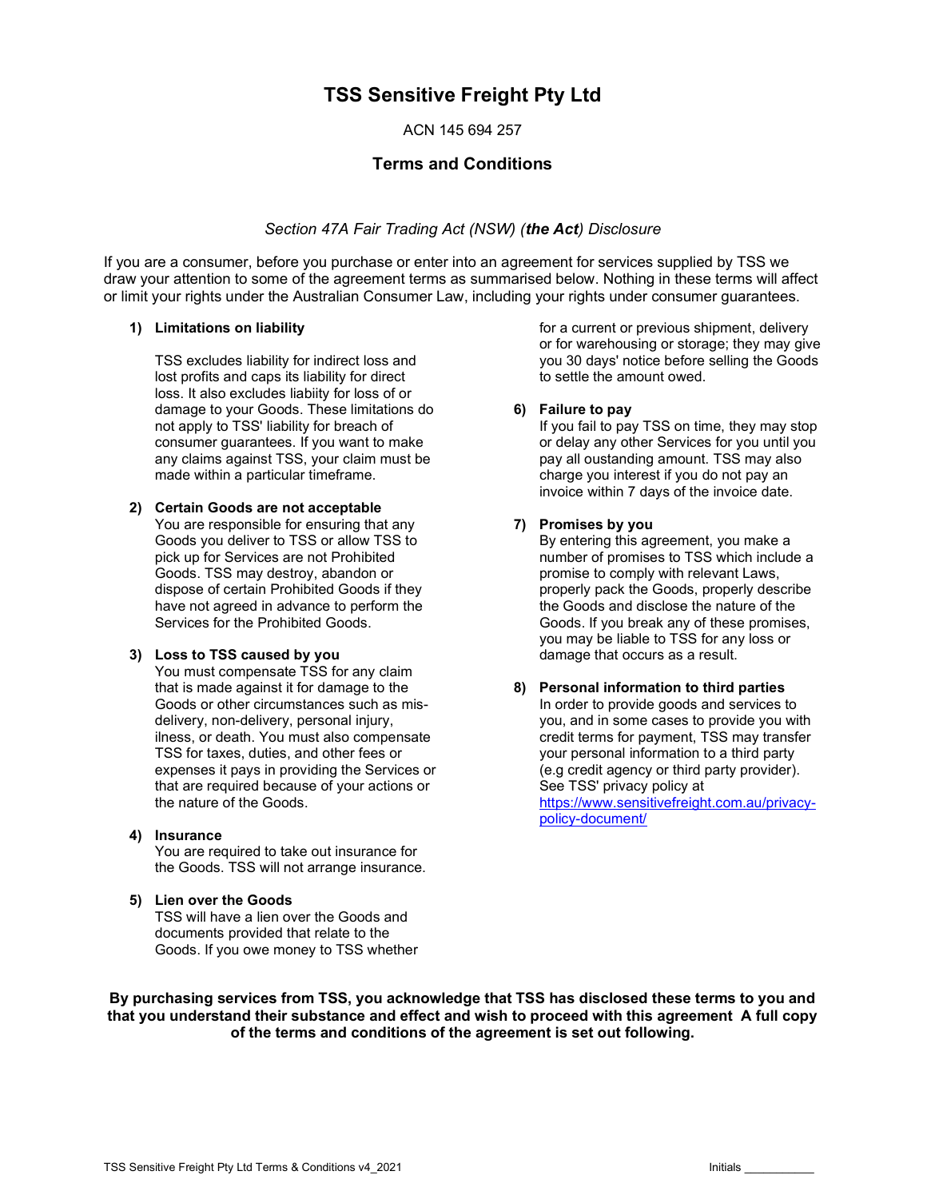# TSS Sensitive Freight Pty Ltd

ACN 145 694 257

## Terms and Conditions

*Section 47A Fair Trading Act (NSW) (**the Act**) Disclosure*

If you are a consumer, before you purchase or enter into an agreement for services supplied by TSS we draw your attention to some of the agreement terms as summarised below. Nothing in these terms will affect or limit your rights under the Australian Consumer Law, including your rights under consumer guarantees.

1) **Limitations on liability**

   TSS excludes liability for indirect loss and lost profits and caps its liability for direct loss. It also excludes liabiity for loss of or damage to your Goods. These limitations do not apply to TSS' liability for breach of consumer guarantees. If you want to make any claims against TSS, your claim must be made within a particular timeframe.

2) **Certain Goods are not acceptable**
   You are responsible for ensuring that any Goods you deliver to TSS or allow TSS to pick up for Services are not Prohibited Goods. TSS may destroy, abandon or dispose of certain Prohibited Goods if they have not agreed in advance to perform the Services for the Prohibited Goods.

3) **Loss to TSS caused by you**
   You must compensate TSS for any claim that is made against it for damage to the Goods or other circumstances such as mis-delivery, non-delivery, personal injury, ilness, or death. You must also compensate TSS for taxes, duties, and other fees or expenses it pays in providing the Services or that are required because of your actions or the nature of the Goods.

4) **Insurance**
   You are required to take out insurance for the Goods. TSS will not arrange insurance.

5) **Lien over the Goods**
   TSS will have a lien over the Goods and documents provided that relate to the Goods. If you owe money to TSS whether for a current or previous shipment, delivery or for warehousing or storage; they may give you 30 days' notice before selling the Goods to settle the amount owed.

6) **Failure to pay**
   If you fail to pay TSS on time, they may stop or delay any other Services for you until you pay all oustanding amount. TSS may also charge you interest if you do not pay an invoice within 7 days of the invoice date.

7) **Promises by you**
   By entering this agreement, you make a number of promises to TSS which include a promise to comply with relevant Laws, properly pack the Goods, properly describe the Goods and disclose the nature of the Goods. If you break any of these promises, you may be liable to TSS for any loss or damage that occurs as a result.

8) **Personal information to third parties**
   In order to provide goods and services to you, and in some cases to provide you with credit terms for payment, TSS may transfer your personal information to a third party (e.g credit agency or third party provider). See TSS' privacy policy at [https://www.sensitivefreight.com.au/privacy-policy-document/](https://www.sensitivefreight.com.au/privacy-policy-document/)

**By purchasing services from TSS, you acknowledge that TSS has disclosed these terms to you and that you understand their substance and effect and wish to proceed with this agreement A full copy of the terms and conditions of the agreement is set out following.**

Initials ___________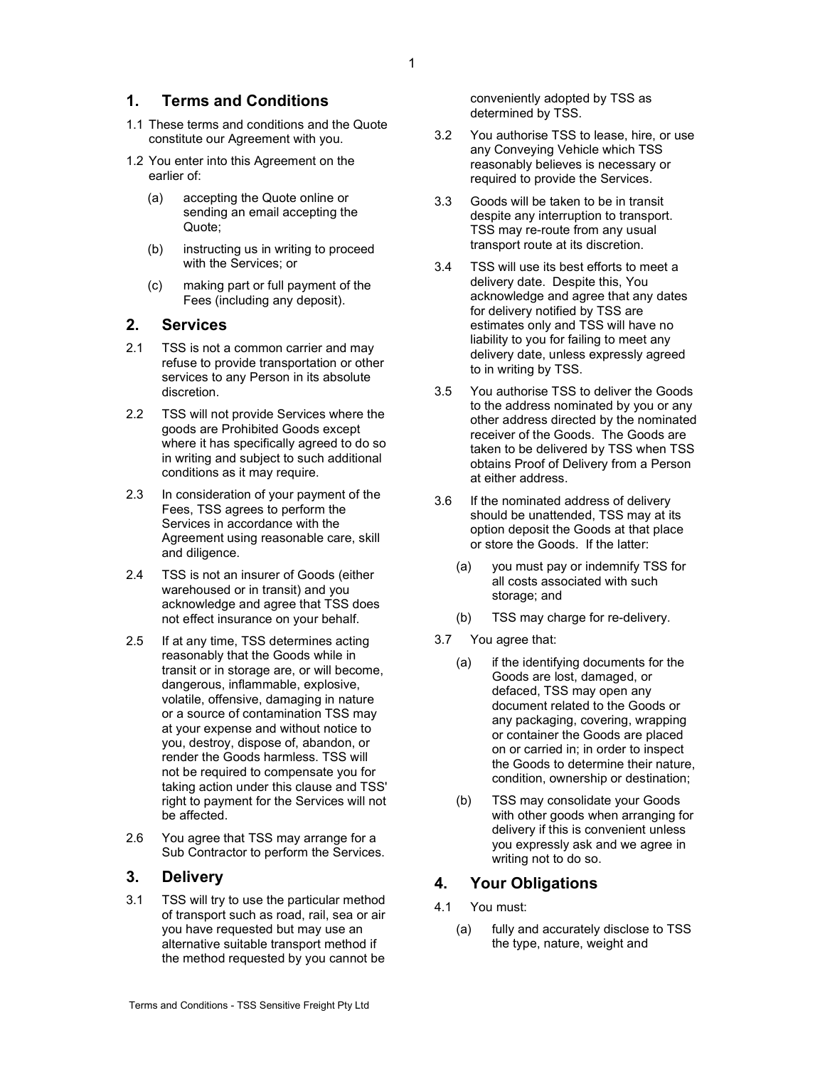## 1. Terms and Conditions

1.1 These terms and conditions and the Quote constitute our Agreement with you.

1.2 You enter into this Agreement on the earlier of:

(a) accepting the Quote online or sending an email accepting the Quote;

(b) instructing us in writing to proceed with the Services; or

(c) making part or full payment of the Fees (including any deposit).

## 2. Services

2.1 TSS is not a common carrier and may refuse to provide transportation or other services to any Person in its absolute discretion.

2.2 TSS will not provide Services where the goods are Prohibited Goods except where it has specifically agreed to do so in writing and subject to such additional conditions as it may require.

2.3 In consideration of your payment of the Fees, TSS agrees to perform the Services in accordance with the Agreement using reasonable care, skill and diligence.

2.4 TSS is not an insurer of Goods (either warehoused or in transit) and you acknowledge and agree that TSS does not effect insurance on your behalf.

2.5 If at any time, TSS determines acting reasonably that the Goods while in transit or in storage are, or will become, dangerous, inflammable, explosive, volatile, offensive, damaging in nature or a source of contamination TSS may at your expense and without notice to you, destroy, dispose of, abandon, or render the Goods harmless. TSS will not be required to compensate you for taking action under this clause and TSS' right to payment for the Services will not be affected.

2.6 You agree that TSS may arrange for a Sub Contractor to perform the Services.

## 3. Delivery

3.1 TSS will try to use the particular method of transport such as road, rail, sea or air you have requested but may use an alternative suitable transport method if the method requested by you cannot be conveniently adopted by TSS as determined by TSS.

3.2 You authorise TSS to lease, hire, or use any Conveying Vehicle which TSS reasonably believes is necessary or required to provide the Services.

3.3 Goods will be taken to be in transit despite any interruption to transport. TSS may re-route from any usual transport route at its discretion.

3.4 TSS will use its best efforts to meet a delivery date. Despite this, You acknowledge and agree that any dates for delivery notified by TSS are estimates only and TSS will have no liability to you for failing to meet any delivery date, unless expressly agreed to in writing by TSS.

3.5 You authorise TSS to deliver the Goods to the address nominated by you or any other address directed by the nominated receiver of the Goods. The Goods are taken to be delivered by TSS when TSS obtains Proof of Delivery from a Person at either address.

3.6 If the nominated address of delivery should be unattended, TSS may at its option deposit the Goods at that place or store the Goods. If the latter:

(a) you must pay or indemnify TSS for all costs associated with such storage; and

(b) TSS may charge for re-delivery.

3.7 You agree that:

(a) if the identifying documents for the Goods are lost, damaged, or defaced, TSS may open any document related to the Goods or any packaging, covering, wrapping or container the Goods are placed on or carried in; in order to inspect the Goods to determine their nature, condition, ownership or destination;

(b) TSS may consolidate your Goods with other goods when arranging for delivery if this is convenient unless you expressly ask and we agree in writing not to do so.

## 4. Your Obligations

4.1 You must:

(a) fully and accurately disclose to TSS the type, nature, weight and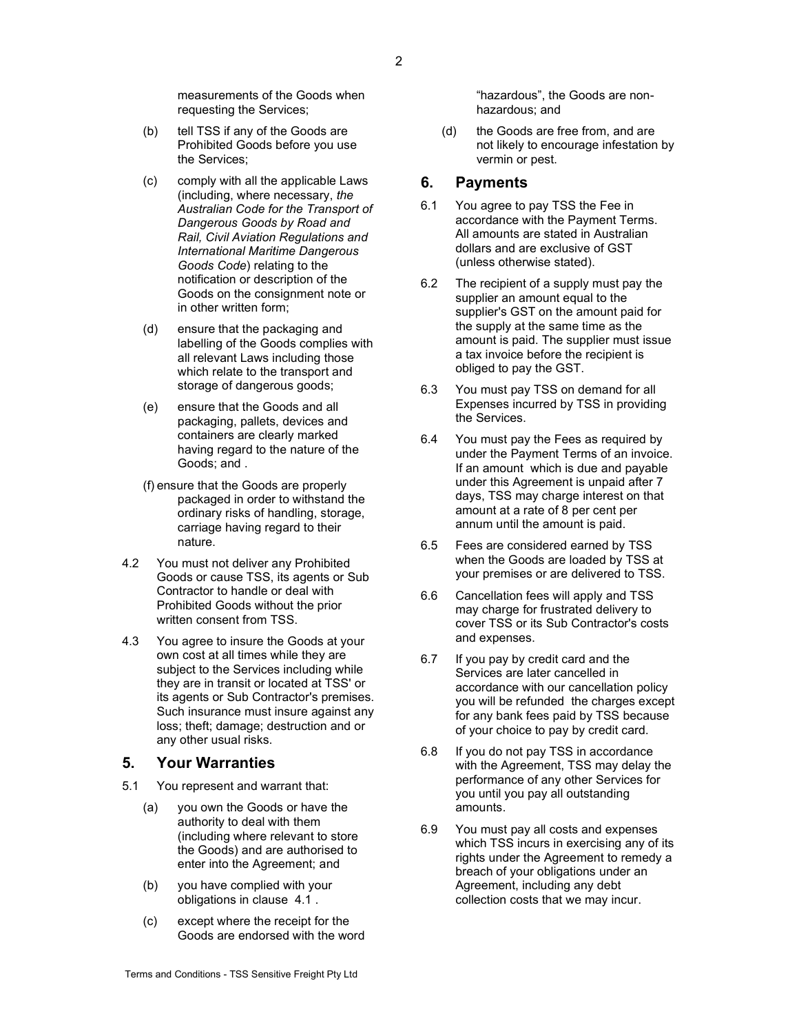measurements of the Goods when requesting the Services;

(b) tell TSS if any of the Goods are Prohibited Goods before you use the Services;

(c) comply with all the applicable Laws (including, where necessary, *the Australian Code for the Transport of Dangerous Goods by Road and Rail, Civil Aviation Regulations and International Maritime Dangerous Goods Code*) relating to the notification or description of the Goods on the consignment note or in other written form;

(d) ensure that the packaging and labelling of the Goods complies with all relevant Laws including those which relate to the transport and storage of dangerous goods;

(e) ensure that the Goods and all packaging, pallets, devices and containers are clearly marked having regard to the nature of the Goods; and .

(f) ensure that the Goods are properly packaged in order to withstand the ordinary risks of handling, storage, carriage having regard to their nature.

4.2 You must not deliver any Prohibited Goods or cause TSS, its agents or Sub Contractor to handle or deal with Prohibited Goods without the prior written consent from TSS.

4.3 You agree to insure the Goods at your own cost at all times while they are subject to the Services including while they are in transit or located at TSS' or its agents or Sub Contractor's premises. Such insurance must insure against any loss; theft; damage; destruction and or any other usual risks.

## 5. Your Warranties

5.1 You represent and warrant that:

(a) you own the Goods or have the authority to deal with them (including where relevant to store the Goods) and are authorised to enter into the Agreement; and

(b) you have complied with your obligations in clause 4.1 .

(c) except where the receipt for the Goods are endorsed with the word "hazardous", the Goods are non-hazardous; and

(d) the Goods are free from, and are not likely to encourage infestation by vermin or pest.

## 6. Payments

6.1 You agree to pay TSS the Fee in accordance with the Payment Terms. All amounts are stated in Australian dollars and are exclusive of GST (unless otherwise stated).

6.2 The recipient of a supply must pay the supplier an amount equal to the supplier's GST on the amount paid for the supply at the same time as the amount is paid. The supplier must issue a tax invoice before the recipient is obliged to pay the GST.

6.3 You must pay TSS on demand for all Expenses incurred by TSS in providing the Services.

6.4 You must pay the Fees as required by under the Payment Terms of an invoice. If an amount which is due and payable under this Agreement is unpaid after 7 days, TSS may charge interest on that amount at a rate of 8 per cent per annum until the amount is paid.

6.5 Fees are considered earned by TSS when the Goods are loaded by TSS at your premises or are delivered to TSS.

6.6 Cancellation fees will apply and TSS may charge for frustrated delivery to cover TSS or its Sub Contractor's costs and expenses.

6.7 If you pay by credit card and the Services are later cancelled in accordance with our cancellation policy you will be refunded the charges except for any bank fees paid by TSS because of your choice to pay by credit card.

6.8 If you do not pay TSS in accordance with the Agreement, TSS may delay the performance of any other Services for you until you pay all outstanding amounts.

6.9 You must pay all costs and expenses which TSS incurs in exercising any of its rights under the Agreement to remedy a breach of your obligations under an Agreement, including any debt collection costs that we may incur.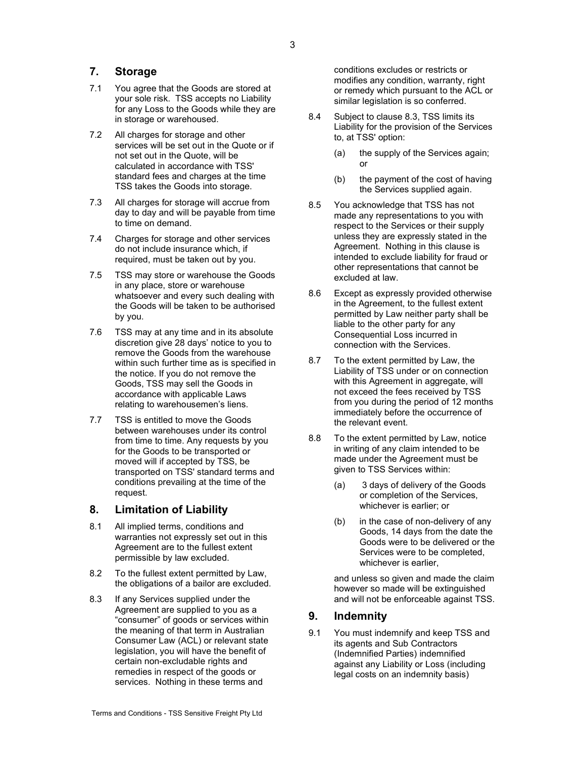## 7. Storage

7.1 You agree that the Goods are stored at your sole risk. TSS accepts no Liability for any Loss to the Goods while they are in storage or warehoused.

7.2 All charges for storage and other services will be set out in the Quote or if not set out in the Quote, will be calculated in accordance with TSS' standard fees and charges at the time TSS takes the Goods into storage.

7.3 All charges for storage will accrue from day to day and will be payable from time to time on demand.

7.4 Charges for storage and other services do not include insurance which, if required, must be taken out by you.

7.5 TSS may store or warehouse the Goods in any place, store or warehouse whatsoever and every such dealing with the Goods will be taken to be authorised by you.

7.6 TSS may at any time and in its absolute discretion give 28 days' notice to you to remove the Goods from the warehouse within such further time as is specified in the notice. If you do not remove the Goods, TSS may sell the Goods in accordance with applicable Laws relating to warehousemen's liens.

7.7 TSS is entitled to move the Goods between warehouses under its control from time to time. Any requests by you for the Goods to be transported or moved will if accepted by TSS, be transported on TSS' standard terms and conditions prevailing at the time of the request.

## 8. Limitation of Liability

8.1 All implied terms, conditions and warranties not expressly set out in this Agreement are to the fullest extent permissible by law excluded.

8.2 To the fullest extent permitted by Law, the obligations of a bailor are excluded.

8.3 If any Services supplied under the Agreement are supplied to you as a "consumer" of goods or services within the meaning of that term in Australian Consumer Law (ACL) or relevant state legislation, you will have the benefit of certain non-excludable rights and remedies in respect of the goods or services. Nothing in these terms and conditions excludes or restricts or modifies any condition, warranty, right or remedy which pursuant to the ACL or similar legislation is so conferred.

8.4 Subject to clause 8.3, TSS limits its Liability for the provision of the Services to, at TSS' option:

(a) the supply of the Services again; or

(b) the payment of the cost of having the Services supplied again.

8.5 You acknowledge that TSS has not made any representations to you with respect to the Services or their supply unless they are expressly stated in the Agreement. Nothing in this clause is intended to exclude liability for fraud or other representations that cannot be excluded at law.

8.6 Except as expressly provided otherwise in the Agreement, to the fullest extent permitted by Law neither party shall be liable to the other party for any Consequential Loss incurred in connection with the Services.

8.7 To the extent permitted by Law, the Liability of TSS under or on connection with this Agreement in aggregate, will not exceed the fees received by TSS from you during the period of 12 months immediately before the occurrence of the relevant event.

8.8 To the extent permitted by Law, notice in writing of any claim intended to be made under the Agreement must be given to TSS Services within:

(a) 3 days of delivery of the Goods or completion of the Services, whichever is earlier; or

(b) in the case of non-delivery of any Goods, 14 days from the date the Goods were to be delivered or the Services were to be completed, whichever is earlier,

and unless so given and made the claim however so made will be extinguished and will not be enforceable against TSS.

## 9. Indemnity

9.1 You must indemnify and keep TSS and its agents and Sub Contractors (Indemnified Parties) indemnified against any Liability or Loss (including legal costs on an indemnity basis)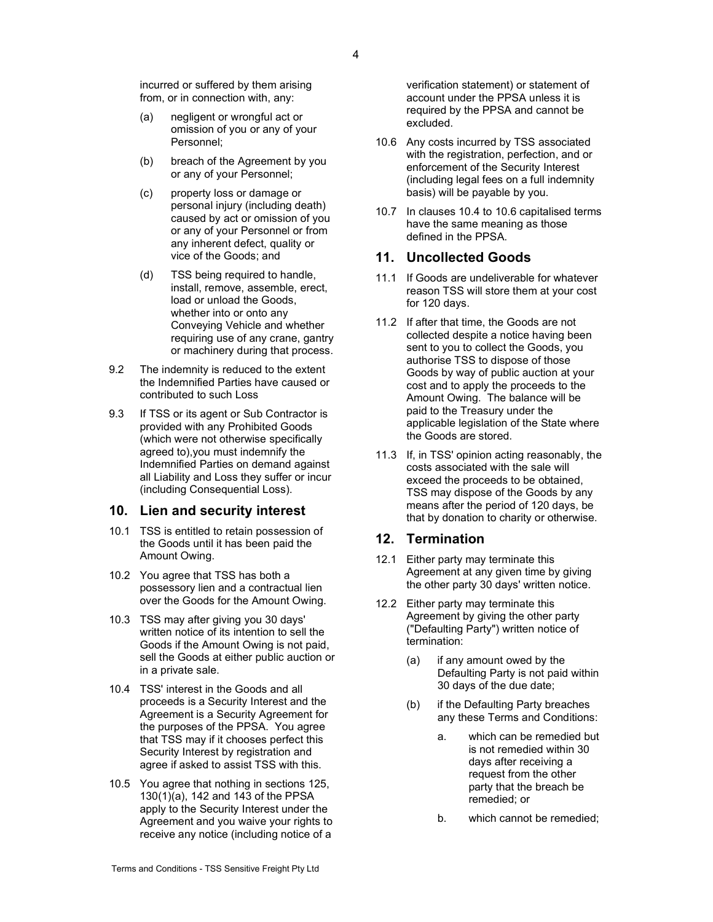incurred or suffered by them arising from, or in connection with, any:

(a) negligent or wrongful act or omission of you or any of your Personnel;

(b) breach of the Agreement by you or any of your Personnel;

(c) property loss or damage or personal injury (including death) caused by act or omission of you or any of your Personnel or from any inherent defect, quality or vice of the Goods; and

(d) TSS being required to handle, install, remove, assemble, erect, load or unload the Goods, whether into or onto any Conveying Vehicle and whether requiring use of any crane, gantry or machinery during that process.

9.2 The indemnity is reduced to the extent the Indemnified Parties have caused or contributed to such Loss

9.3 If TSS or its agent or Sub Contractor is provided with any Prohibited Goods (which were not otherwise specifically agreed to),you must indemnify the Indemnified Parties on demand against all Liability and Loss they suffer or incur (including Consequential Loss).

## 10. Lien and security interest

10.1 TSS is entitled to retain possession of the Goods until it has been paid the Amount Owing.

10.2 You agree that TSS has both a possessory lien and a contractual lien over the Goods for the Amount Owing.

10.3 TSS may after giving you 30 days' written notice of its intention to sell the Goods if the Amount Owing is not paid, sell the Goods at either public auction or in a private sale.

10.4 TSS' interest in the Goods and all proceeds is a Security Interest and the Agreement is a Security Agreement for the purposes of the PPSA. You agree that TSS may if it chooses perfect this Security Interest by registration and agree if asked to assist TSS with this.

10.5 You agree that nothing in sections 125, 130(1)(a), 142 and 143 of the PPSA apply to the Security Interest under the Agreement and you waive your rights to receive any notice (including notice of a verification statement) or statement of account under the PPSA unless it is required by the PPSA and cannot be excluded.

10.6 Any costs incurred by TSS associated with the registration, perfection, and or enforcement of the Security Interest (including legal fees on a full indemnity basis) will be payable by you.

10.7 In clauses 10.4 to 10.6 capitalised terms have the same meaning as those defined in the PPSA.

## 11. Uncollected Goods

11.1 If Goods are undeliverable for whatever reason TSS will store them at your cost for 120 days.

11.2 If after that time, the Goods are not collected despite a notice having been sent to you to collect the Goods, you authorise TSS to dispose of those Goods by way of public auction at your cost and to apply the proceeds to the Amount Owing. The balance will be paid to the Treasury under the applicable legislation of the State where the Goods are stored.

11.3 If, in TSS' opinion acting reasonably, the costs associated with the sale will exceed the proceeds to be obtained, TSS may dispose of the Goods by any means after the period of 120 days, be that by donation to charity or otherwise.

## 12. Termination

12.1 Either party may terminate this Agreement at any given time by giving the other party 30 days' written notice.

12.2 Either party may terminate this Agreement by giving the other party ("Defaulting Party") written notice of termination:

(a) if any amount owed by the Defaulting Party is not paid within 30 days of the due date;

(b) if the Defaulting Party breaches any these Terms and Conditions:

a. which can be remedied but is not remedied within 30 days after receiving a request from the other party that the breach be remedied; or

b. which cannot be remedied;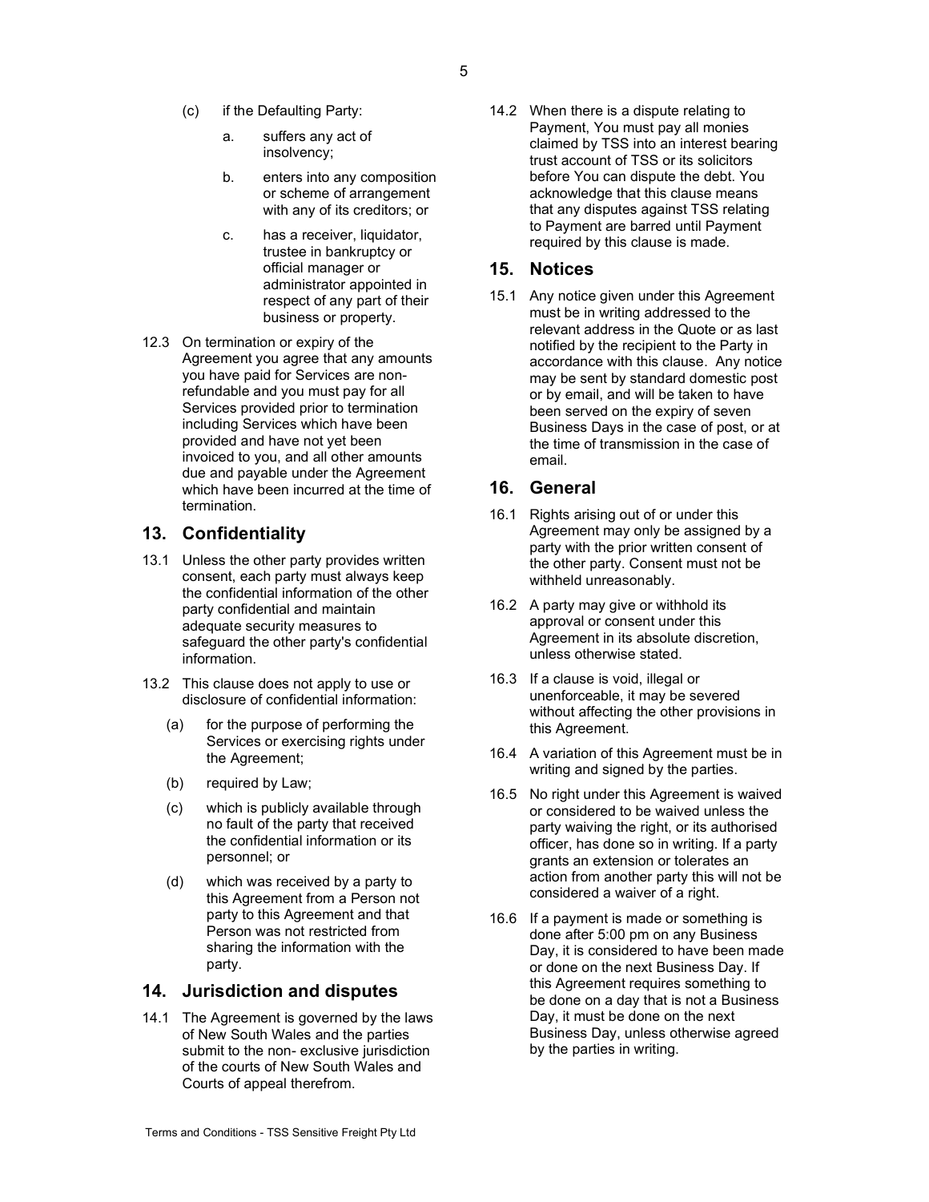(c) if the Defaulting Party:

  a. suffers any act of insolvency;

  b. enters into any composition or scheme of arrangement with any of its creditors; or

  c. has a receiver, liquidator, trustee in bankruptcy or official manager or administrator appointed in respect of any part of their business or property.

12.3 On termination or expiry of the Agreement you agree that any amounts you have paid for Services are non-refundable and you must pay for all Services provided prior to termination including Services which have been provided and have not yet been invoiced to you, and all other amounts due and payable under the Agreement which have been incurred at the time of termination.

## 13. Confidentiality

13.1 Unless the other party provides written consent, each party must always keep the confidential information of the other party confidential and maintain adequate security measures to safeguard the other party's confidential information.

13.2 This clause does not apply to use or disclosure of confidential information:

(a) for the purpose of performing the Services or exercising rights under the Agreement;

(b) required by Law;

(c) which is publicly available through no fault of the party that received the confidential information or its personnel; or

(d) which was received by a party to this Agreement from a Person not party to this Agreement and that Person was not restricted from sharing the information with the party.

## 14. Jurisdiction and disputes

14.1 The Agreement is governed by the laws of New South Wales and the parties submit to the non- exclusive jurisdiction of the courts of New South Wales and Courts of appeal therefrom.

14.2 When there is a dispute relating to Payment, You must pay all monies claimed by TSS into an interest bearing trust account of TSS or its solicitors before You can dispute the debt. You acknowledge that this clause means that any disputes against TSS relating to Payment are barred until Payment required by this clause is made.

## 15. Notices

15.1 Any notice given under this Agreement must be in writing addressed to the relevant address in the Quote or as last notified by the recipient to the Party in accordance with this clause. Any notice may be sent by standard domestic post or by email, and will be taken to have been served on the expiry of seven Business Days in the case of post, or at the time of transmission in the case of email.

## 16. General

16.1 Rights arising out of or under this Agreement may only be assigned by a party with the prior written consent of the other party. Consent must not be withheld unreasonably.

16.2 A party may give or withhold its approval or consent under this Agreement in its absolute discretion, unless otherwise stated.

16.3 If a clause is void, illegal or unenforceable, it may be severed without affecting the other provisions in this Agreement.

16.4 A variation of this Agreement must be in writing and signed by the parties.

16.5 No right under this Agreement is waived or considered to be waived unless the party waiving the right, or its authorised officer, has done so in writing. If a party grants an extension or tolerates an action from another party this will not be considered a waiver of a right.

16.6 If a payment is made or something is done after 5:00 pm on any Business Day, it is considered to have been made or done on the next Business Day. If this Agreement requires something to be done on a day that is not a Business Day, it must be done on the next Business Day, unless otherwise agreed by the parties in writing.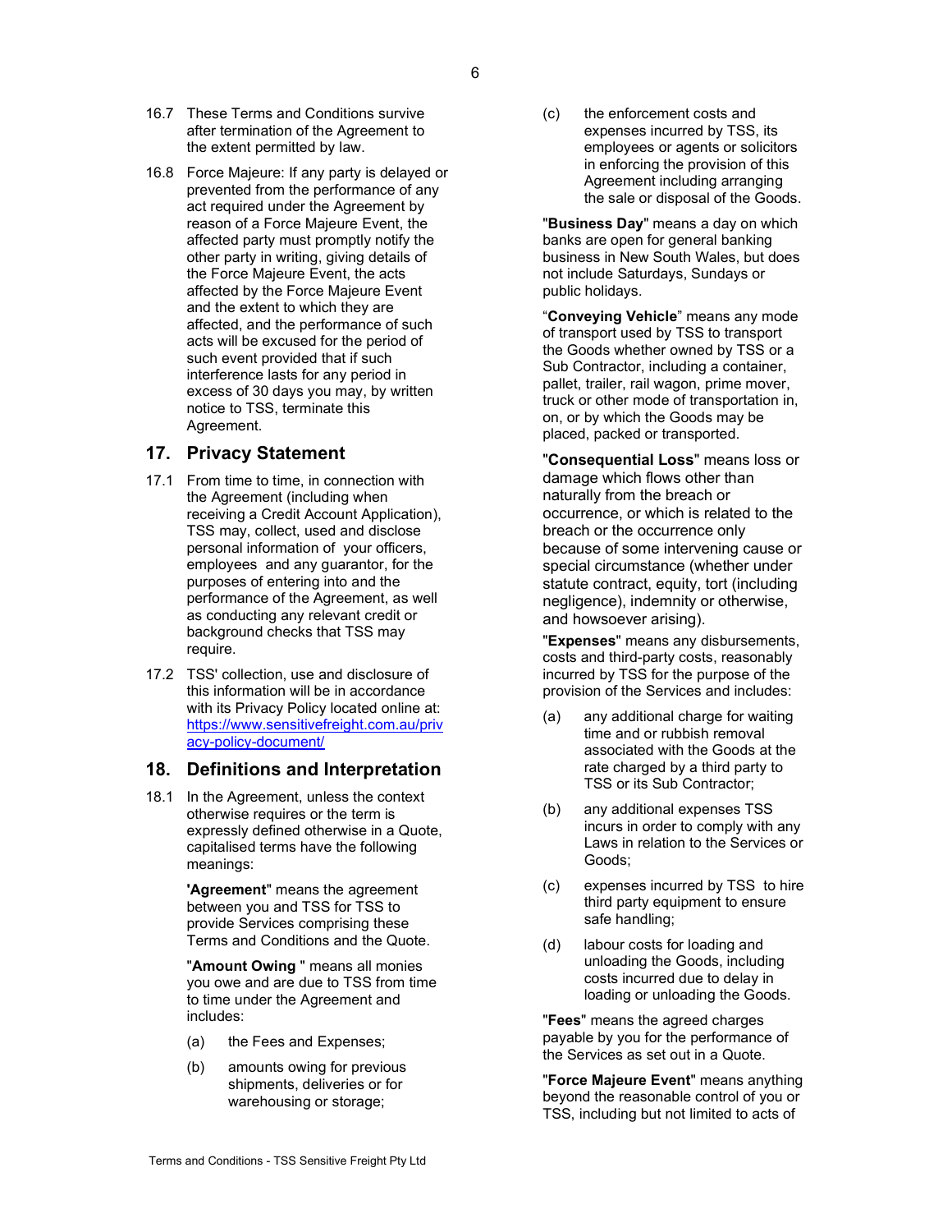16.7 These Terms and Conditions survive after termination of the Agreement to the extent permitted by law.

16.8 Force Majeure: If any party is delayed or prevented from the performance of any act required under the Agreement by reason of a Force Majeure Event, the affected party must promptly notify the other party in writing, giving details of the Force Majeure Event, the acts affected by the Force Majeure Event and the extent to which they are affected, and the performance of such acts will be excused for the period of such event provided that if such interference lasts for any period in excess of 30 days you may, by written notice to TSS, terminate this Agreement.

## 17. Privacy Statement

17.1 From time to time, in connection with the Agreement (including when receiving a Credit Account Application), TSS may, collect, used and disclose personal information of your officers, employees and any guarantor, for the purposes of entering into and the performance of the Agreement, as well as conducting any relevant credit or background checks that TSS may require.

17.2 TSS' collection, use and disclosure of this information will be in accordance with its Privacy Policy located online at: https://www.sensitivefreight.com.au/privacy-policy-document/

## 18. Definitions and Interpretation

18.1 In the Agreement, unless the context otherwise requires or the term is expressly defined otherwise in a Quote, capitalised terms have the following meanings:

"**Agreement**" means the agreement between you and TSS for TSS to provide Services comprising these Terms and Conditions and the Quote.

"**Amount Owing** " means all monies you owe and are due to TSS from time to time under the Agreement and includes:

(a) the Fees and Expenses;

(b) amounts owing for previous shipments, deliveries or for warehousing or storage;

(c) the enforcement costs and expenses incurred by TSS, its employees or agents or solicitors in enforcing the provision of this Agreement including arranging the sale or disposal of the Goods.

"**Business Day**" means a day on which banks are open for general banking business in New South Wales, but does not include Saturdays, Sundays or public holidays.

"**Conveying Vehicle**" means any mode of transport used by TSS to transport the Goods whether owned by TSS or a Sub Contractor, including a container, pallet, trailer, rail wagon, prime mover, truck or other mode of transportation in, on, or by which the Goods may be placed, packed or transported.

"**Consequential Loss**" means loss or damage which flows other than naturally from the breach or occurrence, or which is related to the breach or the occurrence only because of some intervening cause or special circumstance (whether under statute contract, equity, tort (including negligence), indemnity or otherwise, and howsoever arising).

"**Expenses**" means any disbursements, costs and third-party costs, reasonably incurred by TSS for the purpose of the provision of the Services and includes:

(a) any additional charge for waiting time and or rubbish removal associated with the Goods at the rate charged by a third party to TSS or its Sub Contractor;

(b) any additional expenses TSS incurs in order to comply with any Laws in relation to the Services or Goods;

(c) expenses incurred by TSS to hire third party equipment to ensure safe handling;

(d) labour costs for loading and unloading the Goods, including costs incurred due to delay in loading or unloading the Goods.

"**Fees**" means the agreed charges payable by you for the performance of the Services as set out in a Quote.

"**Force Majeure Event**" means anything beyond the reasonable control of you or TSS, including but not limited to acts of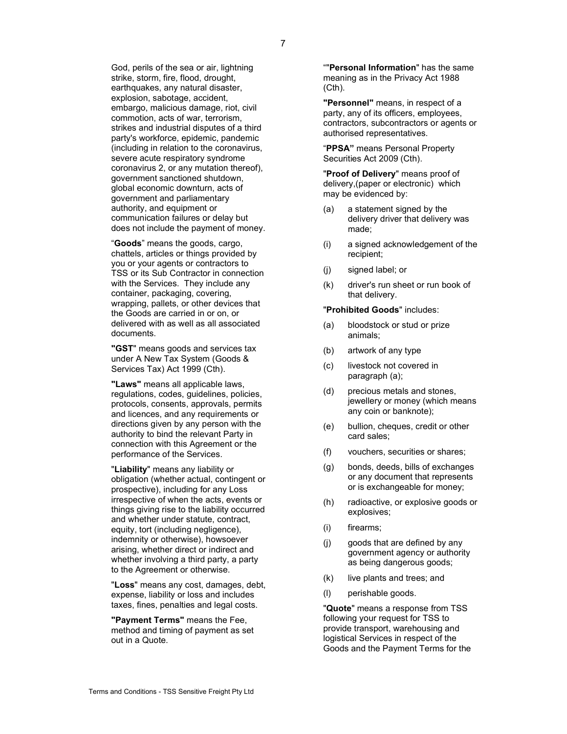God, perils of the sea or air, lightning strike, storm, fire, flood, drought, earthquakes, any natural disaster, explosion, sabotage, accident, embargo, malicious damage, riot, civil commotion, acts of war, terrorism, strikes and industrial disputes of a third party's workforce, epidemic, pandemic (including in relation to the coronavirus, severe acute respiratory syndrome coronavirus 2, or any mutation thereof), government sanctioned shutdown, global economic downturn, acts of government and parliamentary authority, and equipment or communication failures or delay but does not include the payment of money.

"**Goods**" means the goods, cargo, chattels, articles or things provided by you or your agents or contractors to TSS or its Sub Contractor in connection with the Services. They include any container, packaging, covering, wrapping, pallets, or other devices that the Goods are carried in or on, or delivered with as well as all associated documents.

**"GST"** means goods and services tax under A New Tax System (Goods & Services Tax) Act 1999 (Cth).

**"Laws"** means all applicable laws, regulations, codes, guidelines, policies, protocols, consents, approvals, permits and licences, and any requirements or directions given by any person with the authority to bind the relevant Party in connection with this Agreement or the performance of the Services.

"**Liability**" means any liability or obligation (whether actual, contingent or prospective), including for any Loss irrespective of when the acts, events or things giving rise to the liability occurred and whether under statute, contract, equity, tort (including negligence), indemnity or otherwise), howsoever arising, whether direct or indirect and whether involving a third party, a party to the Agreement or otherwise.

"**Loss**" means any cost, damages, debt, expense, liability or loss and includes taxes, fines, penalties and legal costs.

**"Payment Terms"** means the Fee, method and timing of payment as set out in a Quote.

""**Personal Information**" has the same meaning as in the Privacy Act 1988 (Cth).

**"Personnel"** means, in respect of a party, any of its officers, employees, contractors, subcontractors or agents or authorised representatives.

"**PPSA"** means Personal Property Securities Act 2009 (Cth).

"**Proof of Delivery**" means proof of delivery,(paper or electronic) which may be evidenced by:

(a) a statement signed by the delivery driver that delivery was made;

(i) a signed acknowledgement of the recipient;

(j) signed label; or

(k) driver's run sheet or run book of that delivery.

"**Prohibited Goods**" includes:

(a) bloodstock or stud or prize animals;

(b) artwork of any type

(c) livestock not covered in paragraph (a);

(d) precious metals and stones, jewellery or money (which means any coin or banknote);

(e) bullion, cheques, credit or other card sales;

(f) vouchers, securities or shares;

(g) bonds, deeds, bills of exchanges or any document that represents or is exchangeable for money;

(h) radioactive, or explosive goods or explosives;

(i) firearms;

(j) goods that are defined by any government agency or authority as being dangerous goods;

(k) live plants and trees; and

(l) perishable goods.

"**Quote**" means a response from TSS following your request for TSS to provide transport, warehousing and logistical Services in respect of the Goods and the Payment Terms for the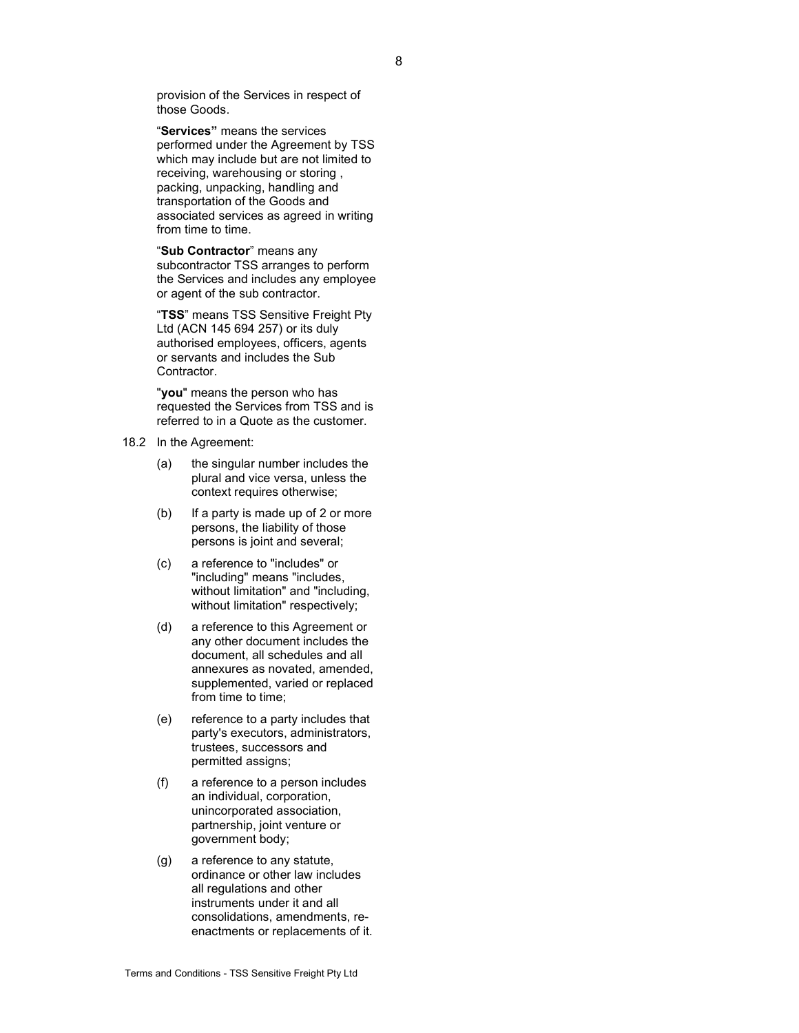provision of the Services in respect of those Goods.

"**Services"** means the services performed under the Agreement by TSS which may include but are not limited to receiving, warehousing or storing , packing, unpacking, handling and transportation of the Goods and associated services as agreed in writing from time to time.

"**Sub Contractor**" means any subcontractor TSS arranges to perform the Services and includes any employee or agent of the sub contractor.

"**TSS**" means TSS Sensitive Freight Pty Ltd (ACN 145 694 257) or its duly authorised employees, officers, agents or servants and includes the Sub Contractor.

"**you**" means the person who has requested the Services from TSS and is referred to in a Quote as the customer.

18.2 In the Agreement:

(a) the singular number includes the plural and vice versa, unless the context requires otherwise;

(b) If a party is made up of 2 or more persons, the liability of those persons is joint and several;

(c) a reference to "includes" or "including" means "includes, without limitation" and "including, without limitation" respectively;

(d) a reference to this Agreement or any other document includes the document, all schedules and all annexures as novated, amended, supplemented, varied or replaced from time to time;

(e) reference to a party includes that party's executors, administrators, trustees, successors and permitted assigns;

(f) a reference to a person includes an individual, corporation, unincorporated association, partnership, joint venture or government body;

(g) a reference to any statute, ordinance or other law includes all regulations and other instruments under it and all consolidations, amendments, re-enactments or replacements of it.